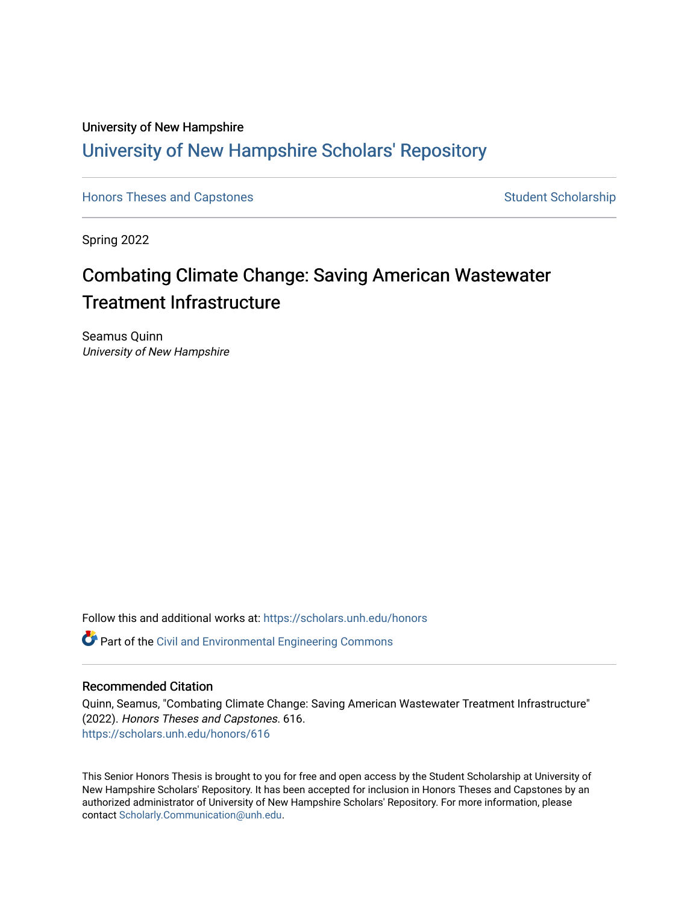University of New Hampshire

# University of New Hampshire Scholars' Repository

Honors Theses and Capstones

Student Scholarship

Spring 2022

## Combating Climate Change: Saving American Wastewater Treatment Infrastructure

Seamus Quinn
*University of New Hampshire*

Follow this and additional works at: https://scholars.unh.edu/honors

Part of the Civil and Environmental Engineering Commons

### Recommended Citation

Quinn, Seamus, "Combating Climate Change: Saving American Wastewater Treatment Infrastructure" (2022). *Honors Theses and Capstones*. 616.
https://scholars.unh.edu/honors/616

This Senior Honors Thesis is brought to you for free and open access by the Student Scholarship at University of New Hampshire Scholars' Repository. It has been accepted for inclusion in Honors Theses and Capstones by an authorized administrator of University of New Hampshire Scholars' Repository. For more information, please contact Scholarly.Communication@unh.edu.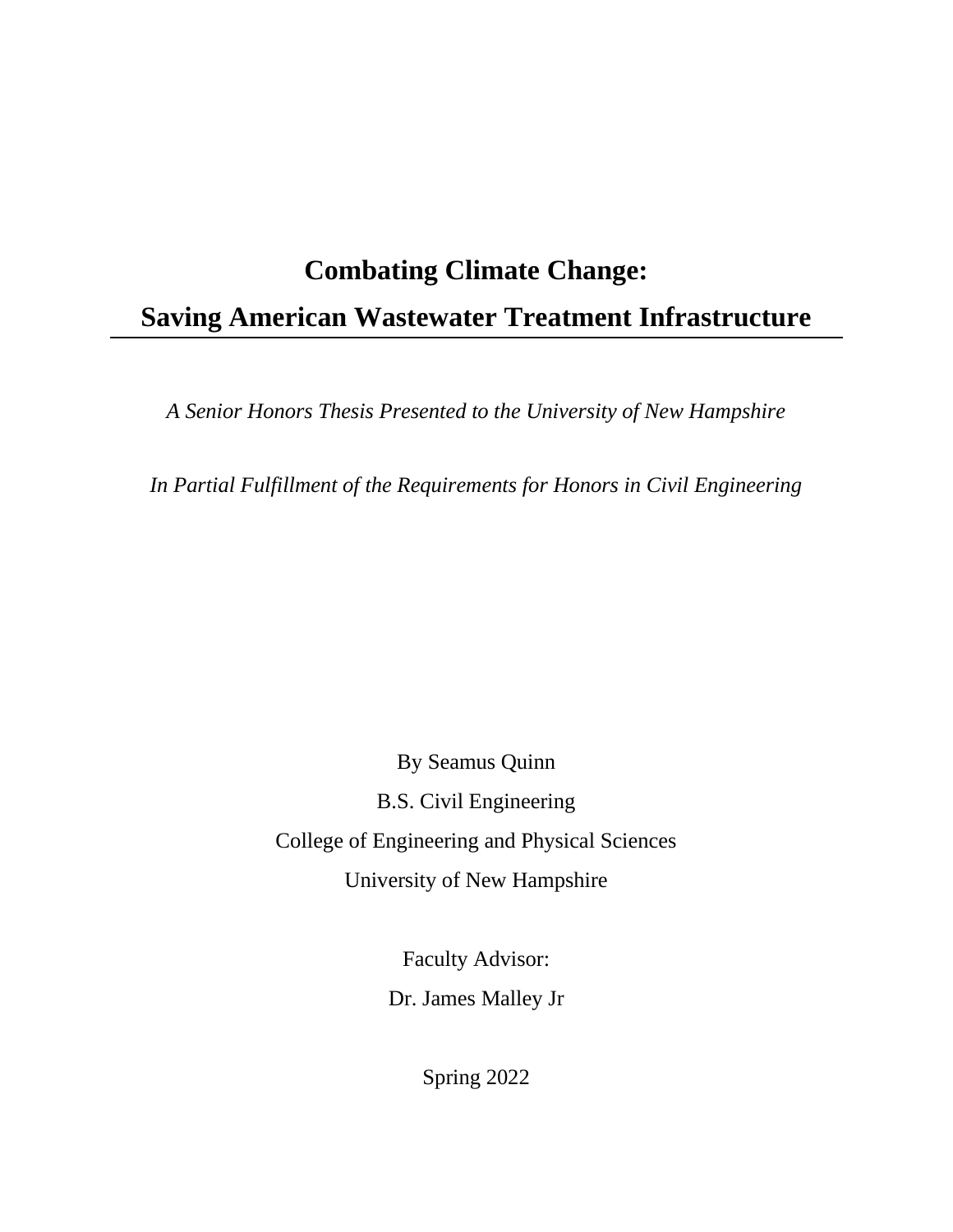# Combating Climate Change:
# Saving American Wastewater Treatment Infrastructure

---

*A Senior Honors Thesis Presented to the University of New Hampshire*

*In Partial Fulfillment of the Requirements for Honors in Civil Engineering*

By Seamus Quinn

B.S. Civil Engineering

College of Engineering and Physical Sciences

University of New Hampshire

Faculty Advisor:

Dr. James Malley Jr

Spring 2022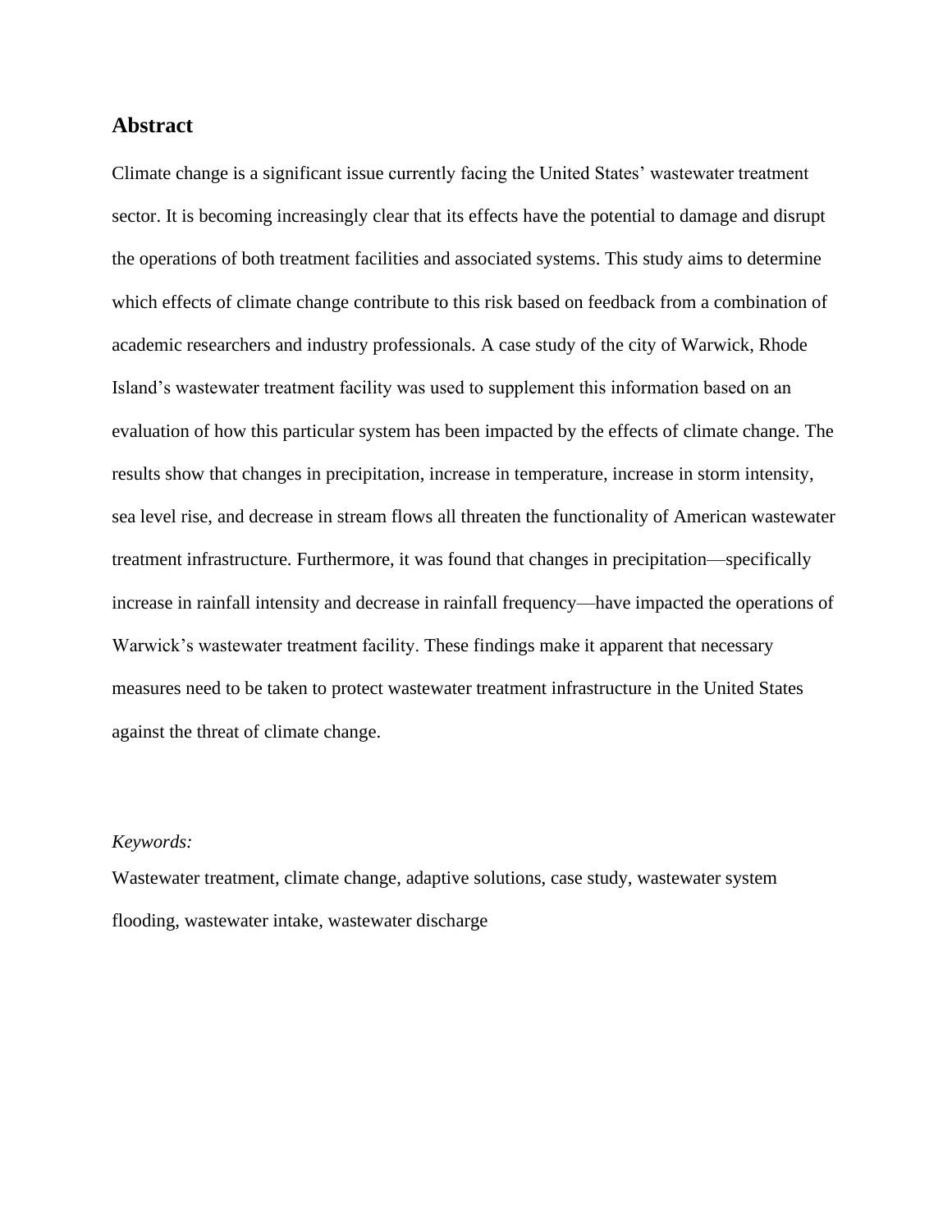## Abstract

Climate change is a significant issue currently facing the United States' wastewater treatment sector. It is becoming increasingly clear that its effects have the potential to damage and disrupt the operations of both treatment facilities and associated systems. This study aims to determine which effects of climate change contribute to this risk based on feedback from a combination of academic researchers and industry professionals. A case study of the city of Warwick, Rhode Island's wastewater treatment facility was used to supplement this information based on an evaluation of how this particular system has been impacted by the effects of climate change. The results show that changes in precipitation, increase in temperature, increase in storm intensity, sea level rise, and decrease in stream flows all threaten the functionality of American wastewater treatment infrastructure. Furthermore, it was found that changes in precipitation—specifically increase in rainfall intensity and decrease in rainfall frequency—have impacted the operations of Warwick's wastewater treatment facility. These findings make it apparent that necessary measures need to be taken to protect wastewater treatment infrastructure in the United States against the threat of climate change.

*Keywords:*

Wastewater treatment, climate change, adaptive solutions, case study, wastewater system flooding, wastewater intake, wastewater discharge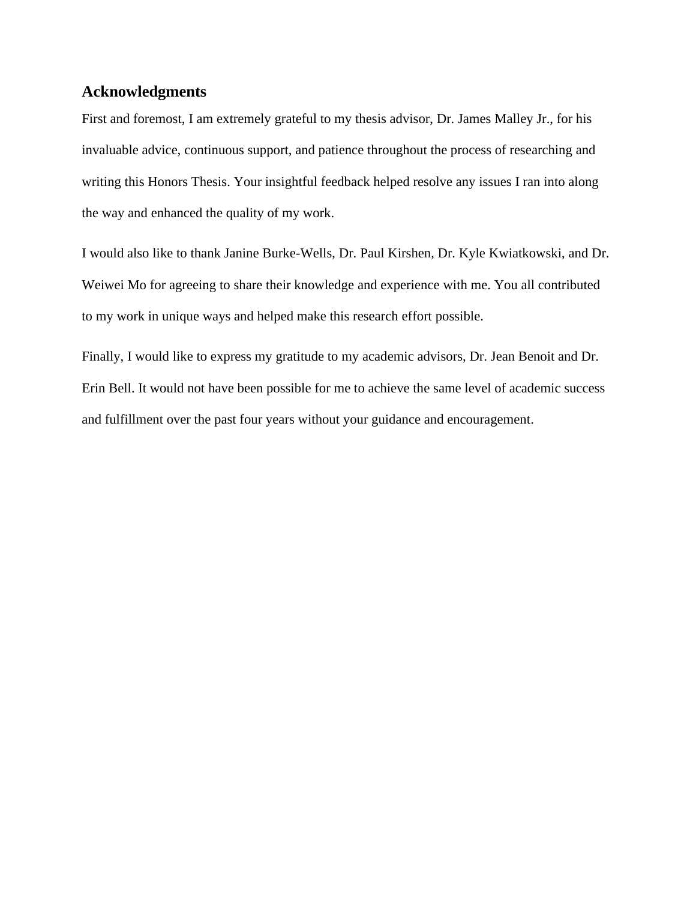## Acknowledgments

First and foremost, I am extremely grateful to my thesis advisor, Dr. James Malley Jr., for his invaluable advice, continuous support, and patience throughout the process of researching and writing this Honors Thesis. Your insightful feedback helped resolve any issues I ran into along the way and enhanced the quality of my work.

I would also like to thank Janine Burke-Wells, Dr. Paul Kirshen, Dr. Kyle Kwiatkowski, and Dr. Weiwei Mo for agreeing to share their knowledge and experience with me. You all contributed to my work in unique ways and helped make this research effort possible.

Finally, I would like to express my gratitude to my academic advisors, Dr. Jean Benoit and Dr. Erin Bell. It would not have been possible for me to achieve the same level of academic success and fulfillment over the past four years without your guidance and encouragement.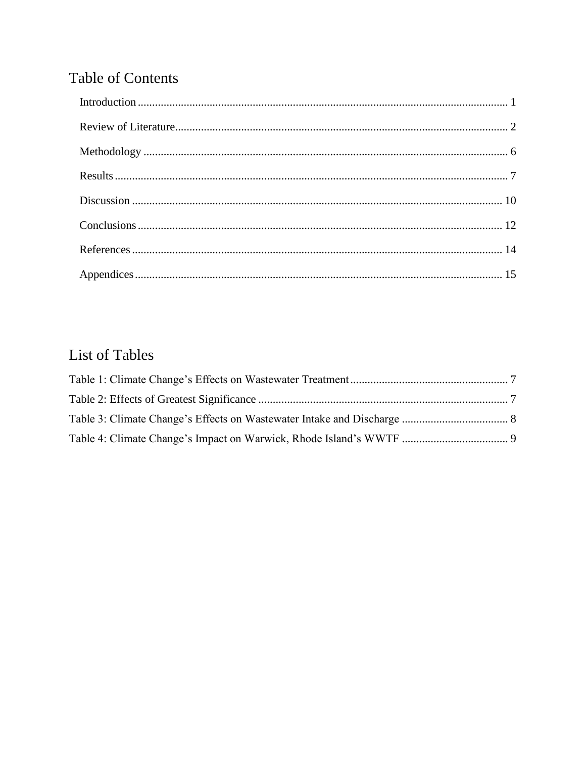# Table of Contents

Introduction ........................................................................................................................ 1

Review of Literature.............................................................................................................. 2

Methodology ........................................................................................................................ 6

Results .................................................................................................................................. 7

Discussion ............................................................................................................................ 10

Conclusions .......................................................................................................................... 12

References ............................................................................................................................ 14

Appendices ........................................................................................................................... 15

# List of Tables

Table 1: Climate Change's Effects on Wastewater Treatment ....................................................... 7

Table 2: Effects of Greatest Significance ....................................................................................... 7

Table 3: Climate Change's Effects on Wastewater Intake and Discharge ..................................... 8

Table 4: Climate Change's Impact on Warwick, Rhode Island's WWTF ..................................... 9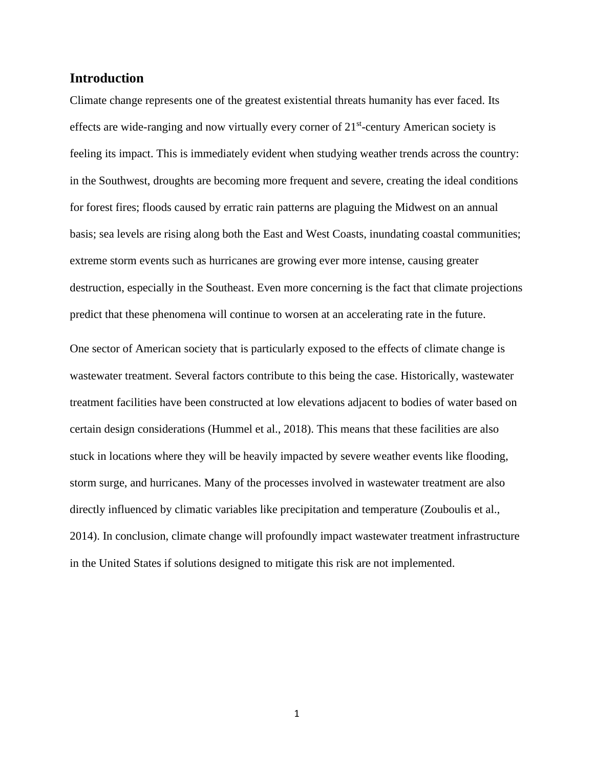## Introduction

Climate change represents one of the greatest existential threats humanity has ever faced. Its effects are wide-ranging and now virtually every corner of 21st-century American society is feeling its impact. This is immediately evident when studying weather trends across the country: in the Southwest, droughts are becoming more frequent and severe, creating the ideal conditions for forest fires; floods caused by erratic rain patterns are plaguing the Midwest on an annual basis; sea levels are rising along both the East and West Coasts, inundating coastal communities; extreme storm events such as hurricanes are growing ever more intense, causing greater destruction, especially in the Southeast. Even more concerning is the fact that climate projections predict that these phenomena will continue to worsen at an accelerating rate in the future.

One sector of American society that is particularly exposed to the effects of climate change is wastewater treatment. Several factors contribute to this being the case. Historically, wastewater treatment facilities have been constructed at low elevations adjacent to bodies of water based on certain design considerations (Hummel et al., 2018). This means that these facilities are also stuck in locations where they will be heavily impacted by severe weather events like flooding, storm surge, and hurricanes. Many of the processes involved in wastewater treatment are also directly influenced by climatic variables like precipitation and temperature (Zouboulis et al., 2014). In conclusion, climate change will profoundly impact wastewater treatment infrastructure in the United States if solutions designed to mitigate this risk are not implemented.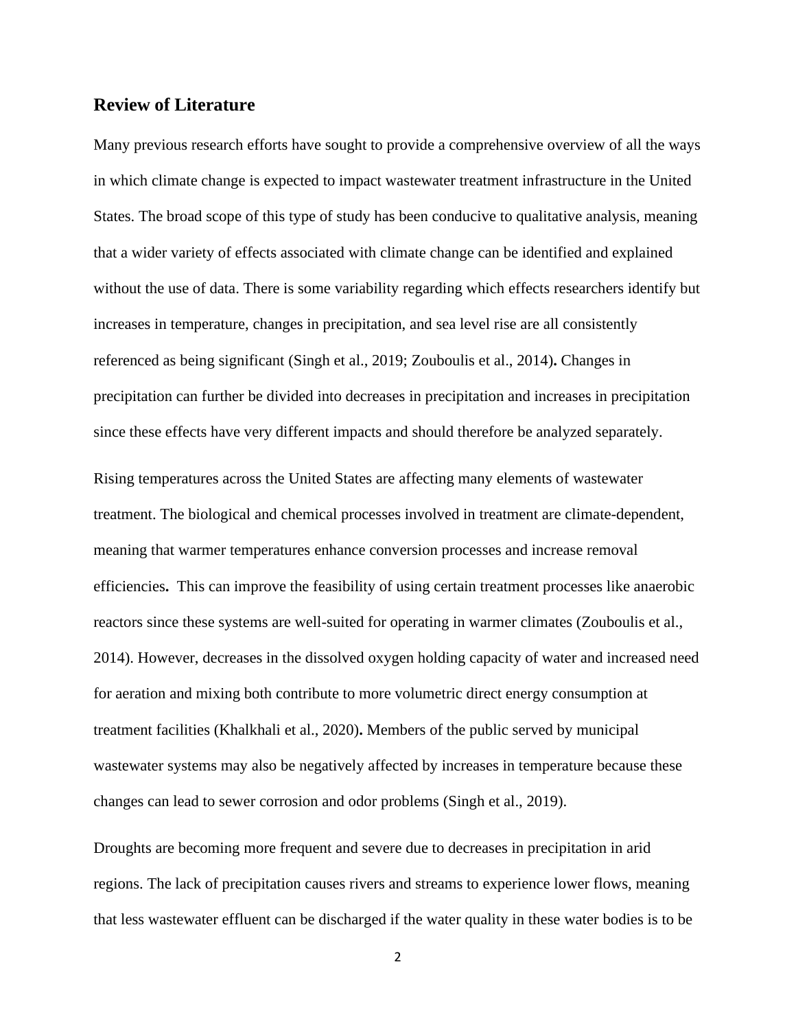## Review of Literature

Many previous research efforts have sought to provide a comprehensive overview of all the ways in which climate change is expected to impact wastewater treatment infrastructure in the United States. The broad scope of this type of study has been conducive to qualitative analysis, meaning that a wider variety of effects associated with climate change can be identified and explained without the use of data. There is some variability regarding which effects researchers identify but increases in temperature, changes in precipitation, and sea level rise are all consistently referenced as being significant (Singh et al., 2019; Zouboulis et al., 2014). Changes in precipitation can further be divided into decreases in precipitation and increases in precipitation since these effects have very different impacts and should therefore be analyzed separately.

Rising temperatures across the United States are affecting many elements of wastewater treatment. The biological and chemical processes involved in treatment are climate-dependent, meaning that warmer temperatures enhance conversion processes and increase removal efficiencies. This can improve the feasibility of using certain treatment processes like anaerobic reactors since these systems are well-suited for operating in warmer climates (Zouboulis et al., 2014). However, decreases in the dissolved oxygen holding capacity of water and increased need for aeration and mixing both contribute to more volumetric direct energy consumption at treatment facilities (Khalkhali et al., 2020). Members of the public served by municipal wastewater systems may also be negatively affected by increases in temperature because these changes can lead to sewer corrosion and odor problems (Singh et al., 2019).

Droughts are becoming more frequent and severe due to decreases in precipitation in arid regions. The lack of precipitation causes rivers and streams to experience lower flows, meaning that less wastewater effluent can be discharged if the water quality in these water bodies is to be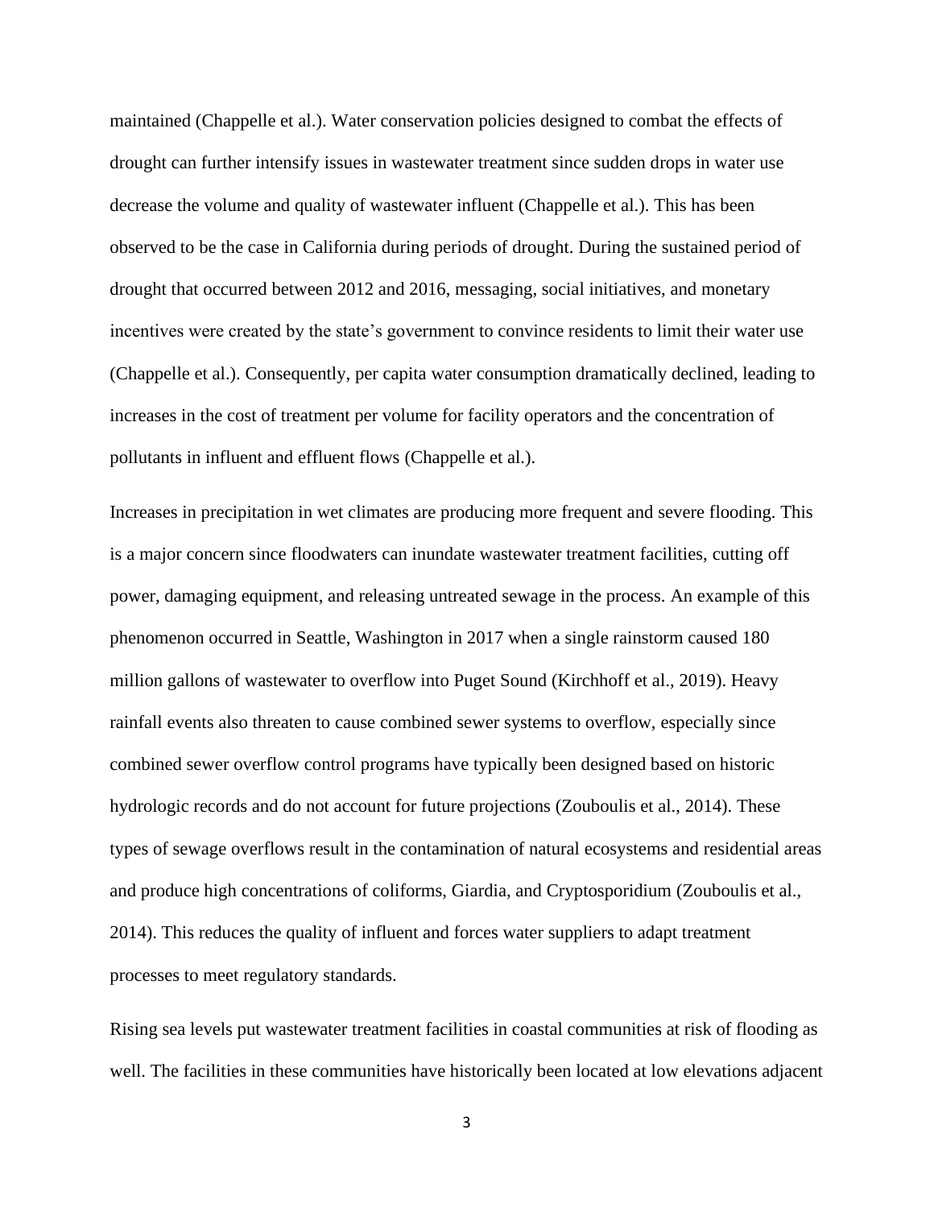maintained (Chappelle et al.). Water conservation policies designed to combat the effects of drought can further intensify issues in wastewater treatment since sudden drops in water use decrease the volume and quality of wastewater influent (Chappelle et al.). This has been observed to be the case in California during periods of drought. During the sustained period of drought that occurred between 2012 and 2016, messaging, social initiatives, and monetary incentives were created by the state's government to convince residents to limit their water use (Chappelle et al.). Consequently, per capita water consumption dramatically declined, leading to increases in the cost of treatment per volume for facility operators and the concentration of pollutants in influent and effluent flows (Chappelle et al.).

Increases in precipitation in wet climates are producing more frequent and severe flooding. This is a major concern since floodwaters can inundate wastewater treatment facilities, cutting off power, damaging equipment, and releasing untreated sewage in the process. An example of this phenomenon occurred in Seattle, Washington in 2017 when a single rainstorm caused 180 million gallons of wastewater to overflow into Puget Sound (Kirchhoff et al., 2019). Heavy rainfall events also threaten to cause combined sewer systems to overflow, especially since combined sewer overflow control programs have typically been designed based on historic hydrologic records and do not account for future projections (Zouboulis et al., 2014). These types of sewage overflows result in the contamination of natural ecosystems and residential areas and produce high concentrations of coliforms, Giardia, and Cryptosporidium (Zouboulis et al., 2014). This reduces the quality of influent and forces water suppliers to adapt treatment processes to meet regulatory standards.

Rising sea levels put wastewater treatment facilities in coastal communities at risk of flooding as well. The facilities in these communities have historically been located at low elevations adjacent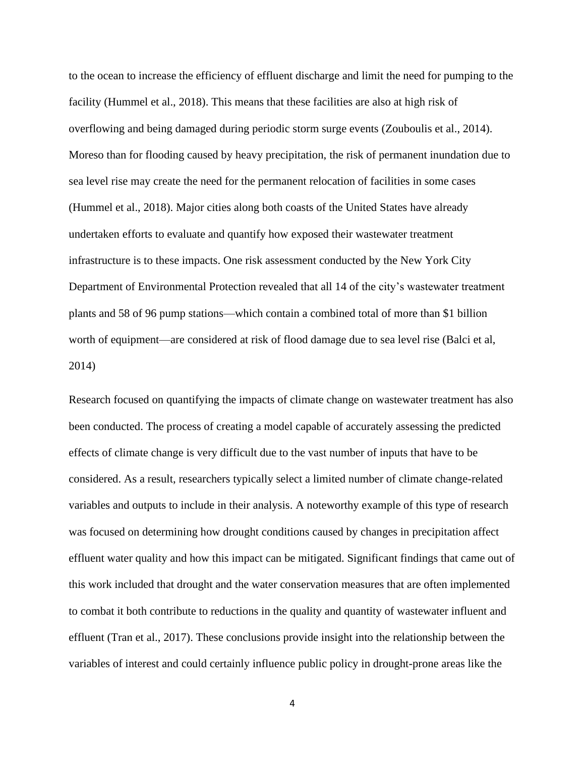to the ocean to increase the efficiency of effluent discharge and limit the need for pumping to the facility (Hummel et al., 2018). This means that these facilities are also at high risk of overflowing and being damaged during periodic storm surge events (Zouboulis et al., 2014). Moreso than for flooding caused by heavy precipitation, the risk of permanent inundation due to sea level rise may create the need for the permanent relocation of facilities in some cases (Hummel et al., 2018). Major cities along both coasts of the United States have already undertaken efforts to evaluate and quantify how exposed their wastewater treatment infrastructure is to these impacts. One risk assessment conducted by the New York City Department of Environmental Protection revealed that all 14 of the city's wastewater treatment plants and 58 of 96 pump stations—which contain a combined total of more than $1 billion worth of equipment—are considered at risk of flood damage due to sea level rise (Balci et al, 2014)

Research focused on quantifying the impacts of climate change on wastewater treatment has also been conducted. The process of creating a model capable of accurately assessing the predicted effects of climate change is very difficult due to the vast number of inputs that have to be considered. As a result, researchers typically select a limited number of climate change-related variables and outputs to include in their analysis. A noteworthy example of this type of research was focused on determining how drought conditions caused by changes in precipitation affect effluent water quality and how this impact can be mitigated. Significant findings that came out of this work included that drought and the water conservation measures that are often implemented to combat it both contribute to reductions in the quality and quantity of wastewater influent and effluent (Tran et al., 2017). These conclusions provide insight into the relationship between the variables of interest and could certainly influence public policy in drought-prone areas like the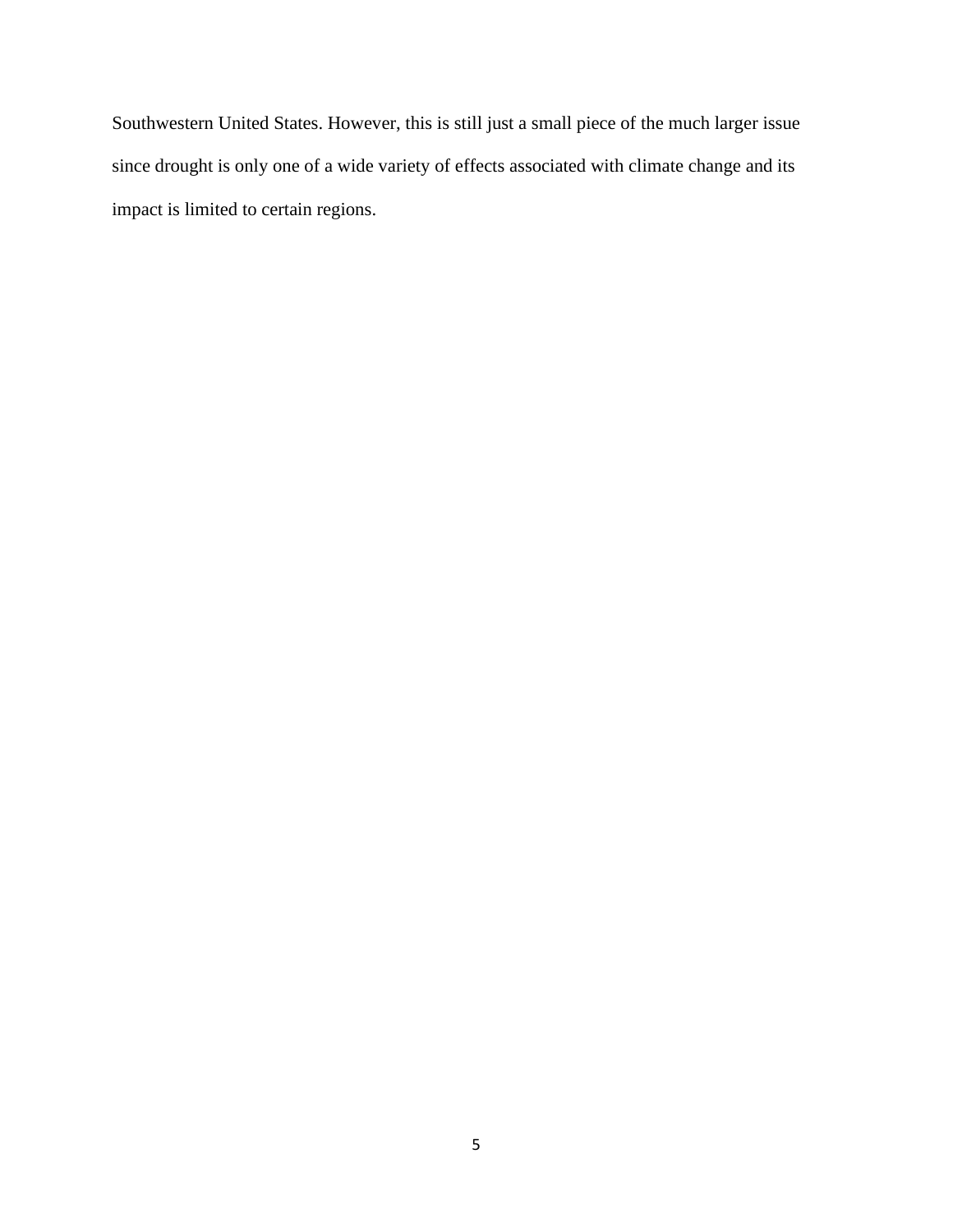Southwestern United States. However, this is still just a small piece of the much larger issue since drought is only one of a wide variety of effects associated with climate change and its impact is limited to certain regions.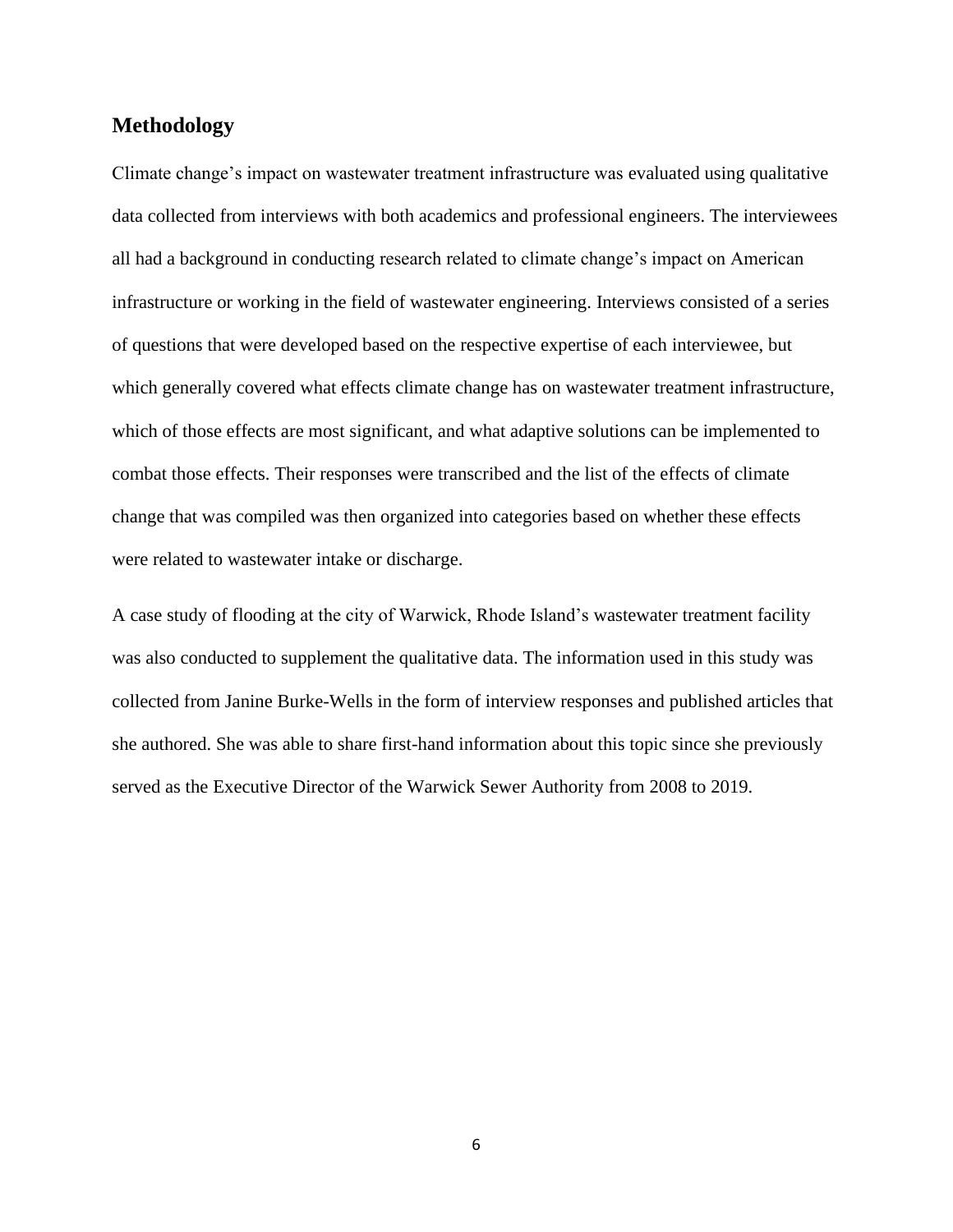## Methodology

Climate change's impact on wastewater treatment infrastructure was evaluated using qualitative data collected from interviews with both academics and professional engineers. The interviewees all had a background in conducting research related to climate change's impact on American infrastructure or working in the field of wastewater engineering. Interviews consisted of a series of questions that were developed based on the respective expertise of each interviewee, but which generally covered what effects climate change has on wastewater treatment infrastructure, which of those effects are most significant, and what adaptive solutions can be implemented to combat those effects. Their responses were transcribed and the list of the effects of climate change that was compiled was then organized into categories based on whether these effects were related to wastewater intake or discharge.

A case study of flooding at the city of Warwick, Rhode Island's wastewater treatment facility was also conducted to supplement the qualitative data. The information used in this study was collected from Janine Burke-Wells in the form of interview responses and published articles that she authored. She was able to share first-hand information about this topic since she previously served as the Executive Director of the Warwick Sewer Authority from 2008 to 2019.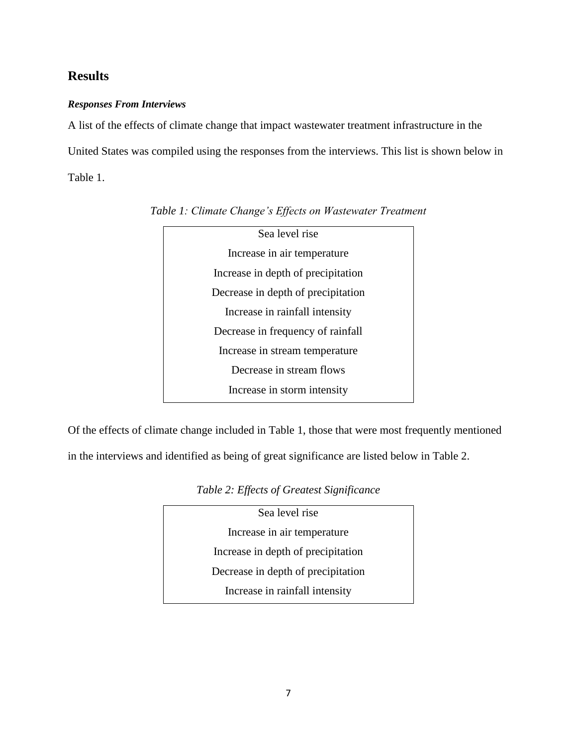## Results

***Responses From Interviews***

A list of the effects of climate change that impact wastewater treatment infrastructure in the United States was compiled using the responses from the interviews. This list is shown below in Table 1.

*Table 1: Climate Change's Effects on Wastewater Treatment*

| Sea level rise |
|---|
| Increase in air temperature |
| Increase in depth of precipitation |
| Decrease in depth of precipitation |
| Increase in rainfall intensity |
| Decrease in frequency of rainfall |
| Increase in stream temperature |
| Decrease in stream flows |
| Increase in storm intensity |

Of the effects of climate change included in Table 1, those that were most frequently mentioned in the interviews and identified as being of great significance are listed below in Table 2.

*Table 2: Effects of Greatest Significance*

| Sea level rise |
|---|
| Increase in air temperature |
| Increase in depth of precipitation |
| Decrease in depth of precipitation |
| Increase in rainfall intensity |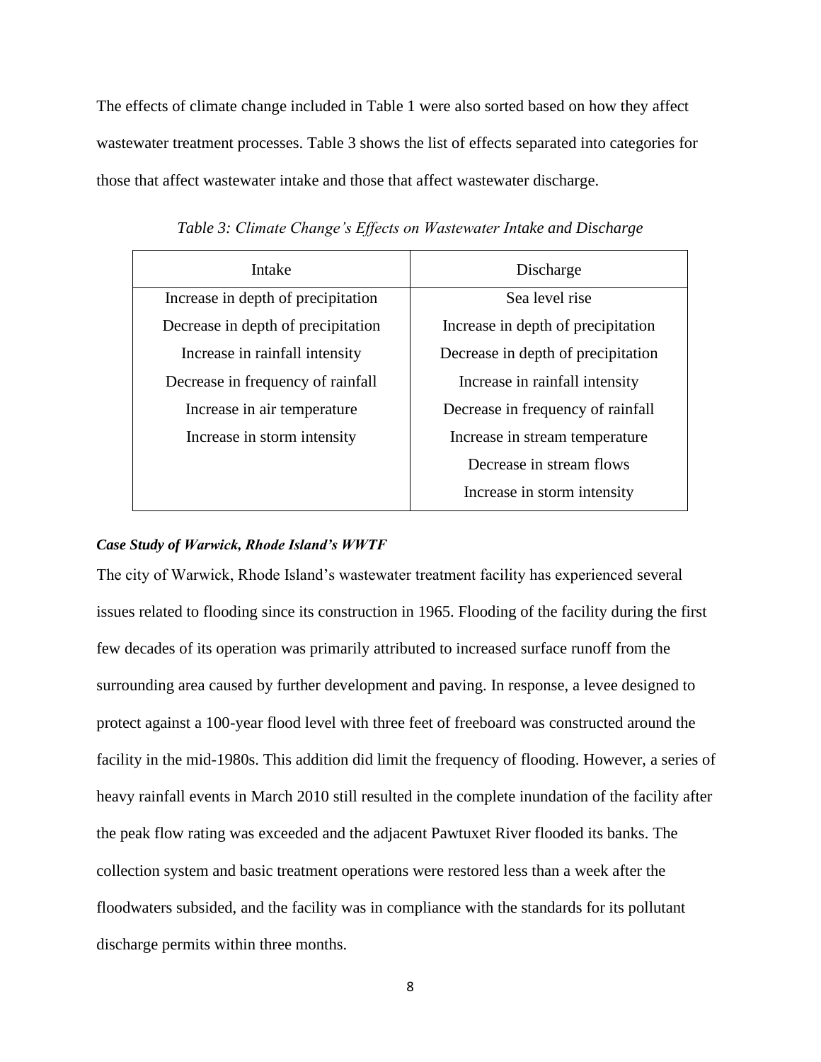The effects of climate change included in Table 1 were also sorted based on how they affect wastewater treatment processes. Table 3 shows the list of effects separated into categories for those that affect wastewater intake and those that affect wastewater discharge.

*Table 3: Climate Change's Effects on Wastewater Intake and Discharge*

| Intake | Discharge |
| --- | --- |
| Increase in depth of precipitation | Sea level rise |
| Decrease in depth of precipitation | Increase in depth of precipitation |
| Increase in rainfall intensity | Decrease in depth of precipitation |
| Decrease in frequency of rainfall | Increase in rainfall intensity |
| Increase in air temperature | Decrease in frequency of rainfall |
| Increase in storm intensity | Increase in stream temperature |
| | Decrease in stream flows |
| | Increase in storm intensity |

***Case Study of Warwick, Rhode Island's WWTF***

The city of Warwick, Rhode Island's wastewater treatment facility has experienced several issues related to flooding since its construction in 1965. Flooding of the facility during the first few decades of its operation was primarily attributed to increased surface runoff from the surrounding area caused by further development and paving. In response, a levee designed to protect against a 100-year flood level with three feet of freeboard was constructed around the facility in the mid-1980s. This addition did limit the frequency of flooding. However, a series of heavy rainfall events in March 2010 still resulted in the complete inundation of the facility after the peak flow rating was exceeded and the adjacent Pawtuxet River flooded its banks. The collection system and basic treatment operations were restored less than a week after the floodwaters subsided, and the facility was in compliance with the standards for its pollutant discharge permits within three months.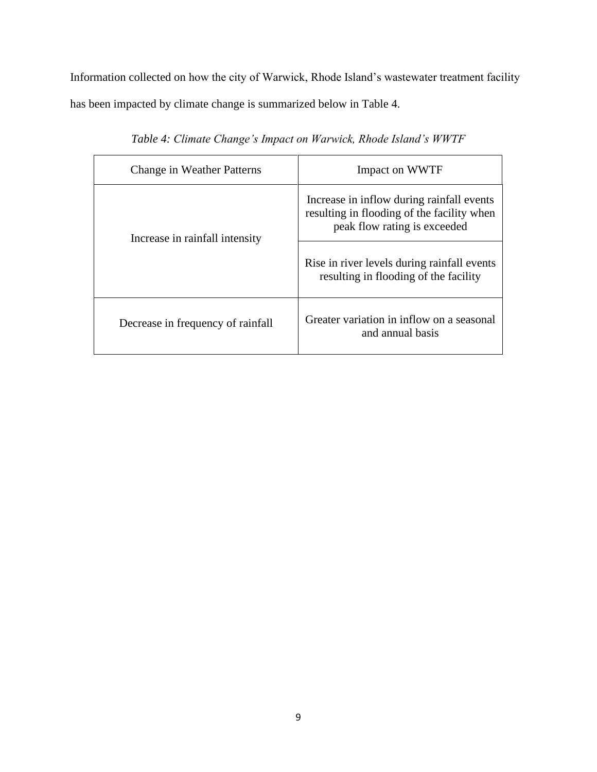Information collected on how the city of Warwick, Rhode Island's wastewater treatment facility has been impacted by climate change is summarized below in Table 4.

*Table 4: Climate Change's Impact on Warwick, Rhode Island's WWTF*

| Change in Weather Patterns | Impact on WWTF |
|---|---|
| Increase in rainfall intensity | Increase in inflow during rainfall events resulting in flooding of the facility when peak flow rating is exceeded |
| | Rise in river levels during rainfall events resulting in flooding of the facility |
| Decrease in frequency of rainfall | Greater variation in inflow on a seasonal and annual basis |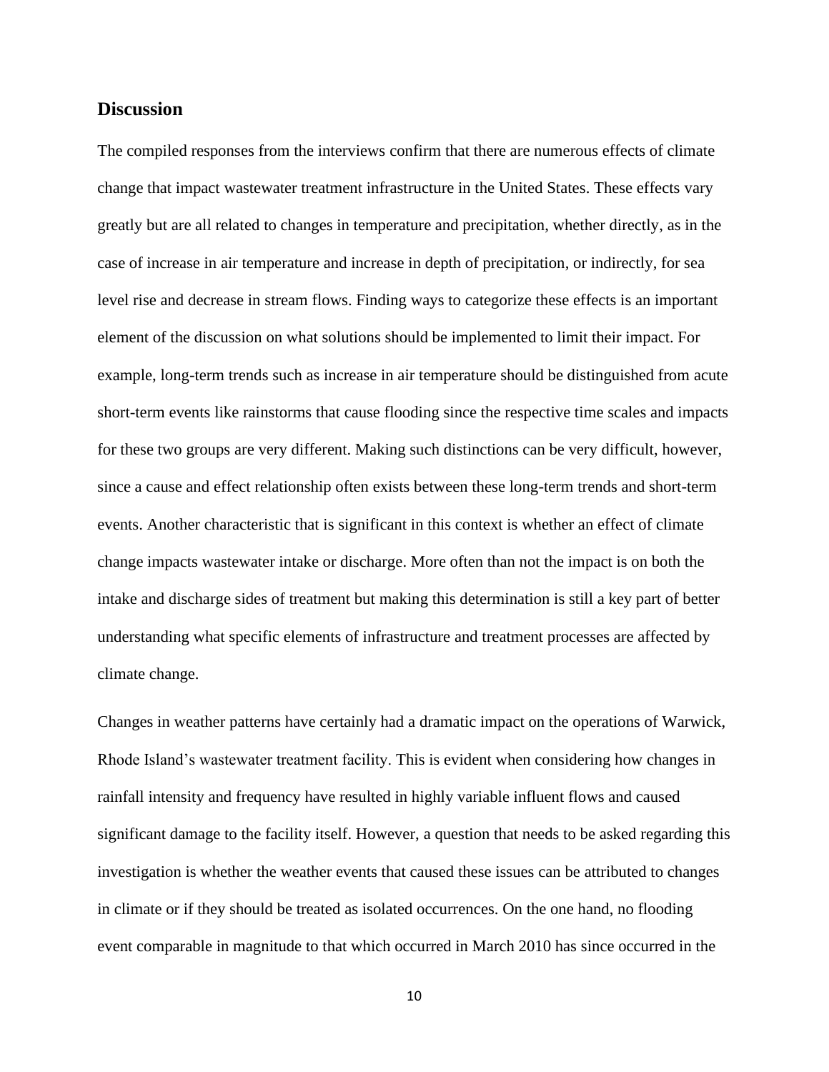## Discussion

The compiled responses from the interviews confirm that there are numerous effects of climate change that impact wastewater treatment infrastructure in the United States. These effects vary greatly but are all related to changes in temperature and precipitation, whether directly, as in the case of increase in air temperature and increase in depth of precipitation, or indirectly, for sea level rise and decrease in stream flows. Finding ways to categorize these effects is an important element of the discussion on what solutions should be implemented to limit their impact. For example, long-term trends such as increase in air temperature should be distinguished from acute short-term events like rainstorms that cause flooding since the respective time scales and impacts for these two groups are very different. Making such distinctions can be very difficult, however, since a cause and effect relationship often exists between these long-term trends and short-term events. Another characteristic that is significant in this context is whether an effect of climate change impacts wastewater intake or discharge. More often than not the impact is on both the intake and discharge sides of treatment but making this determination is still a key part of better understanding what specific elements of infrastructure and treatment processes are affected by climate change.

Changes in weather patterns have certainly had a dramatic impact on the operations of Warwick, Rhode Island's wastewater treatment facility. This is evident when considering how changes in rainfall intensity and frequency have resulted in highly variable influent flows and caused significant damage to the facility itself. However, a question that needs to be asked regarding this investigation is whether the weather events that caused these issues can be attributed to changes in climate or if they should be treated as isolated occurrences. On the one hand, no flooding event comparable in magnitude to that which occurred in March 2010 has since occurred in the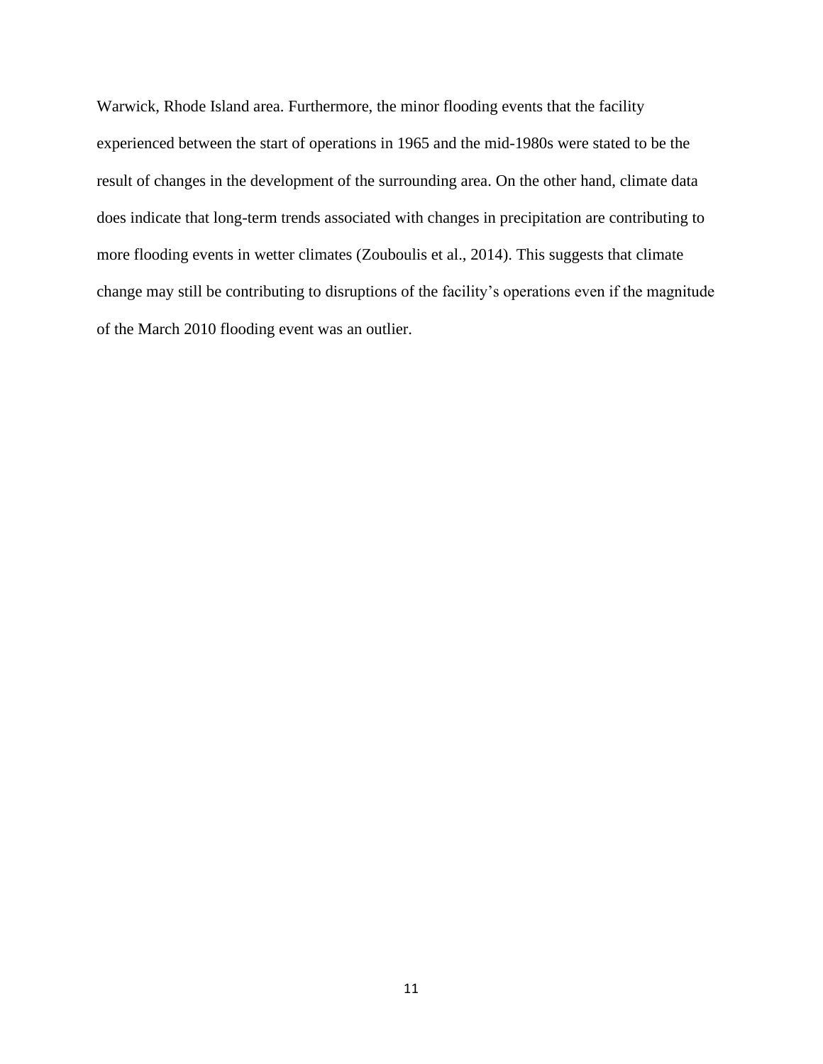Warwick, Rhode Island area. Furthermore, the minor flooding events that the facility experienced between the start of operations in 1965 and the mid-1980s were stated to be the result of changes in the development of the surrounding area. On the other hand, climate data does indicate that long-term trends associated with changes in precipitation are contributing to more flooding events in wetter climates (Zouboulis et al., 2014). This suggests that climate change may still be contributing to disruptions of the facility's operations even if the magnitude of the March 2010 flooding event was an outlier.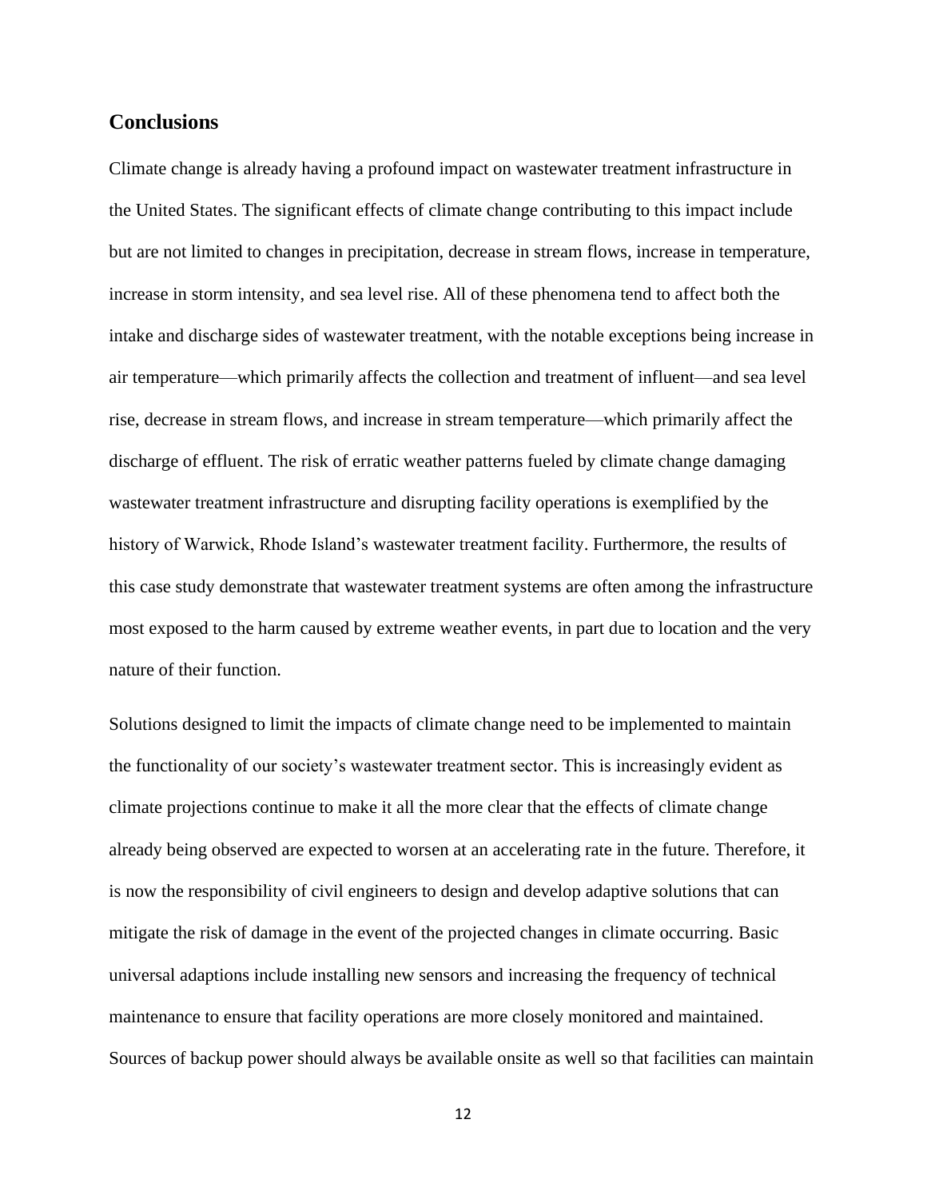## Conclusions

Climate change is already having a profound impact on wastewater treatment infrastructure in the United States. The significant effects of climate change contributing to this impact include but are not limited to changes in precipitation, decrease in stream flows, increase in temperature, increase in storm intensity, and sea level rise. All of these phenomena tend to affect both the intake and discharge sides of wastewater treatment, with the notable exceptions being increase in air temperature—which primarily affects the collection and treatment of influent—and sea level rise, decrease in stream flows, and increase in stream temperature—which primarily affect the discharge of effluent. The risk of erratic weather patterns fueled by climate change damaging wastewater treatment infrastructure and disrupting facility operations is exemplified by the history of Warwick, Rhode Island's wastewater treatment facility. Furthermore, the results of this case study demonstrate that wastewater treatment systems are often among the infrastructure most exposed to the harm caused by extreme weather events, in part due to location and the very nature of their function.

Solutions designed to limit the impacts of climate change need to be implemented to maintain the functionality of our society's wastewater treatment sector. This is increasingly evident as climate projections continue to make it all the more clear that the effects of climate change already being observed are expected to worsen at an accelerating rate in the future. Therefore, it is now the responsibility of civil engineers to design and develop adaptive solutions that can mitigate the risk of damage in the event of the projected changes in climate occurring. Basic universal adaptions include installing new sensors and increasing the frequency of technical maintenance to ensure that facility operations are more closely monitored and maintained. Sources of backup power should always be available onsite as well so that facilities can maintain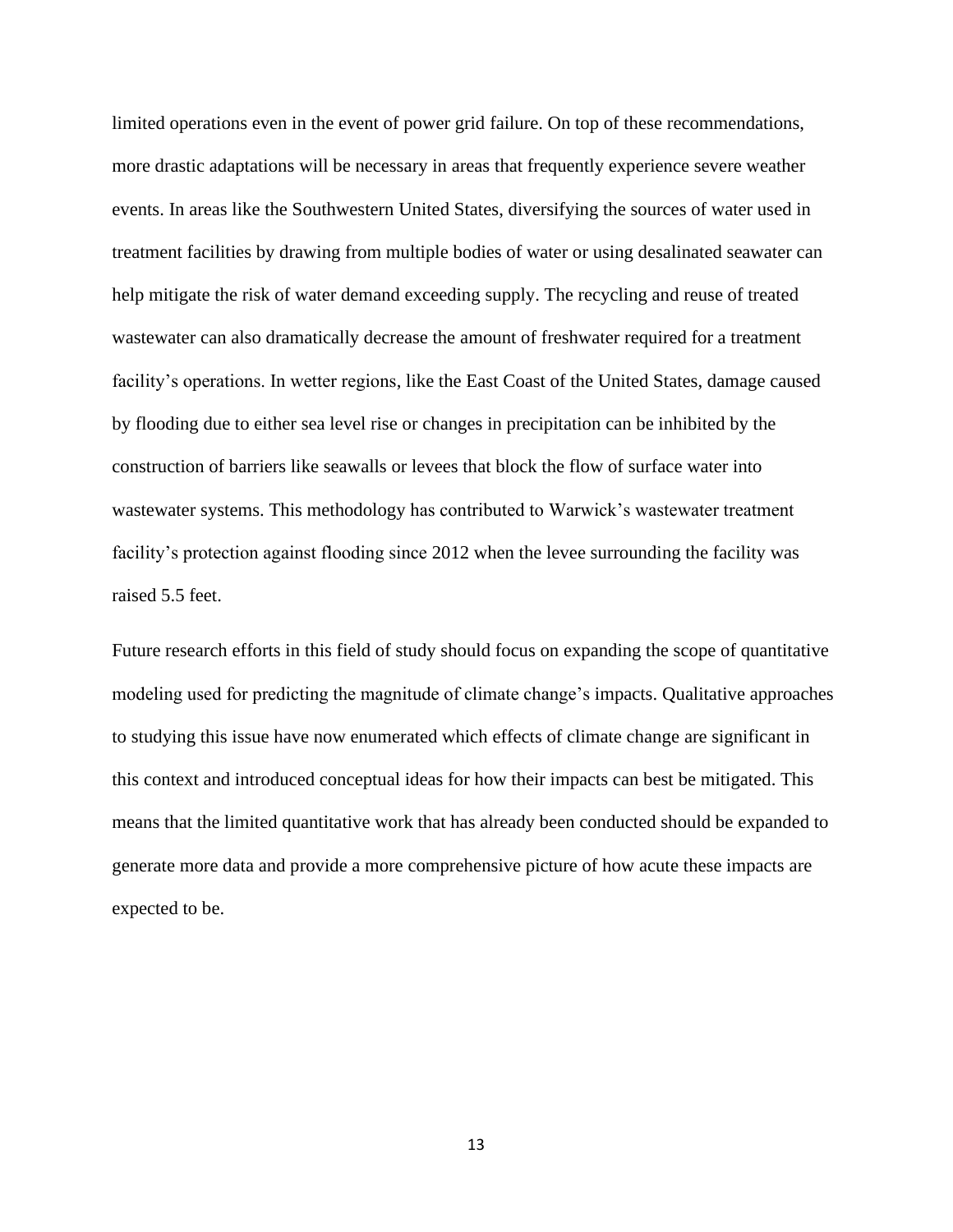limited operations even in the event of power grid failure. On top of these recommendations, more drastic adaptations will be necessary in areas that frequently experience severe weather events. In areas like the Southwestern United States, diversifying the sources of water used in treatment facilities by drawing from multiple bodies of water or using desalinated seawater can help mitigate the risk of water demand exceeding supply. The recycling and reuse of treated wastewater can also dramatically decrease the amount of freshwater required for a treatment facility's operations. In wetter regions, like the East Coast of the United States, damage caused by flooding due to either sea level rise or changes in precipitation can be inhibited by the construction of barriers like seawalls or levees that block the flow of surface water into wastewater systems. This methodology has contributed to Warwick's wastewater treatment facility's protection against flooding since 2012 when the levee surrounding the facility was raised 5.5 feet.

Future research efforts in this field of study should focus on expanding the scope of quantitative modeling used for predicting the magnitude of climate change's impacts. Qualitative approaches to studying this issue have now enumerated which effects of climate change are significant in this context and introduced conceptual ideas for how their impacts can best be mitigated. This means that the limited quantitative work that has already been conducted should be expanded to generate more data and provide a more comprehensive picture of how acute these impacts are expected to be.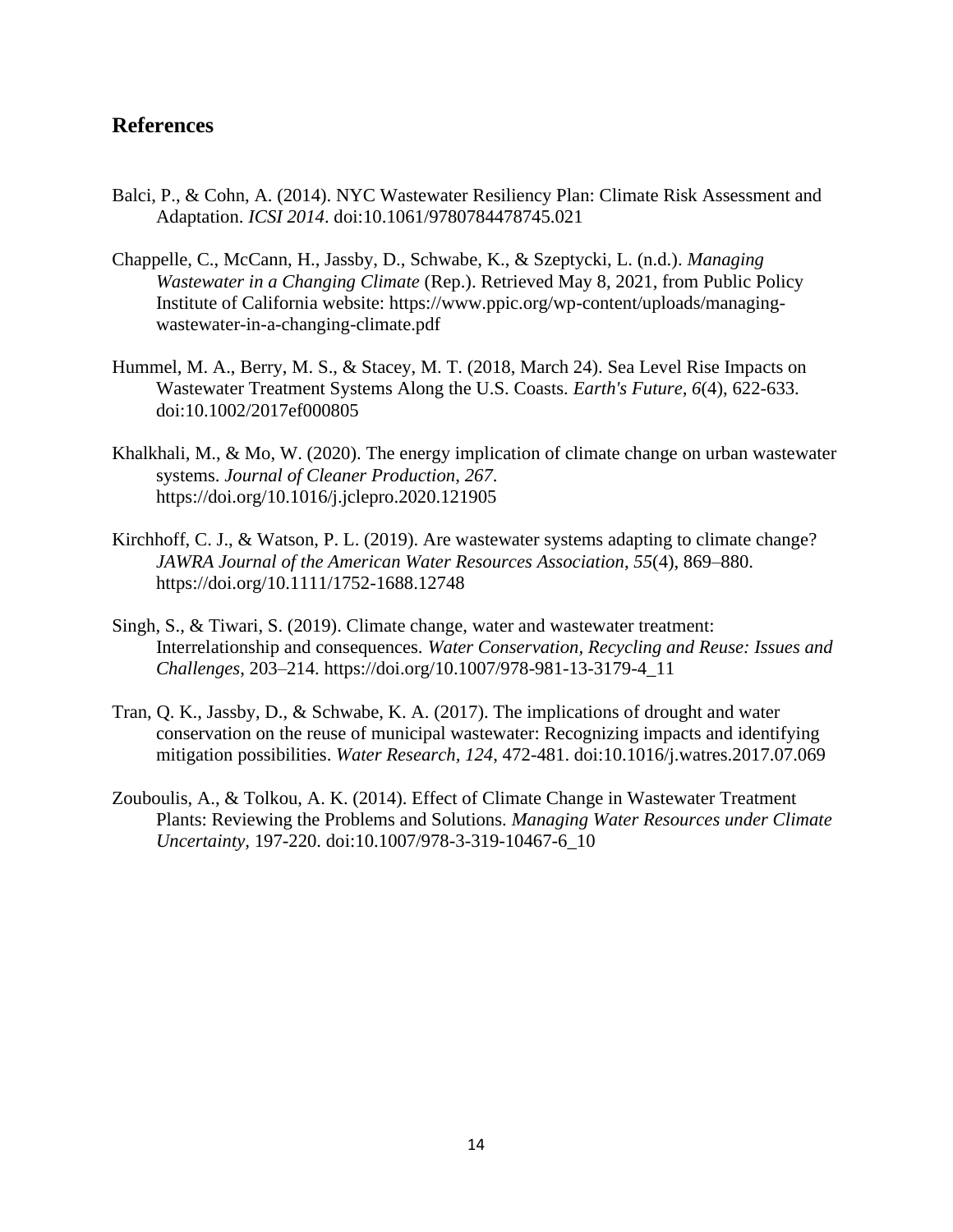## References

Balci, P., & Cohn, A. (2014). NYC Wastewater Resiliency Plan: Climate Risk Assessment and Adaptation. *ICSI 2014*. doi:10.1061/9780784478745.021

Chappelle, C., McCann, H., Jassby, D., Schwabe, K., & Szeptycki, L. (n.d.). *Managing Wastewater in a Changing Climate* (Rep.). Retrieved May 8, 2021, from Public Policy Institute of California website: https://www.ppic.org/wp-content/uploads/managing-wastewater-in-a-changing-climate.pdf

Hummel, M. A., Berry, M. S., & Stacey, M. T. (2018, March 24). Sea Level Rise Impacts on Wastewater Treatment Systems Along the U.S. Coasts. *Earth's Future*, *6*(4), 622-633. doi:10.1002/2017ef000805

Khalkhali, M., & Mo, W. (2020). The energy implication of climate change on urban wastewater systems. *Journal of Cleaner Production*, *267*. https://doi.org/10.1016/j.jclepro.2020.121905

Kirchhoff, C. J., & Watson, P. L. (2019). Are wastewater systems adapting to climate change? *JAWRA Journal of the American Water Resources Association*, *55*(4), 869–880. https://doi.org/10.1111/1752-1688.12748

Singh, S., & Tiwari, S. (2019). Climate change, water and wastewater treatment: Interrelationship and consequences. *Water Conservation, Recycling and Reuse: Issues and Challenges*, 203–214. https://doi.org/10.1007/978-981-13-3179-4_11

Tran, Q. K., Jassby, D., & Schwabe, K. A. (2017). The implications of drought and water conservation on the reuse of municipal wastewater: Recognizing impacts and identifying mitigation possibilities. *Water Research*, *124*, 472-481. doi:10.1016/j.watres.2017.07.069

Zouboulis, A., & Tolkou, A. K. (2014). Effect of Climate Change in Wastewater Treatment Plants: Reviewing the Problems and Solutions. *Managing Water Resources under Climate Uncertainty*, 197-220. doi:10.1007/978-3-319-10467-6_10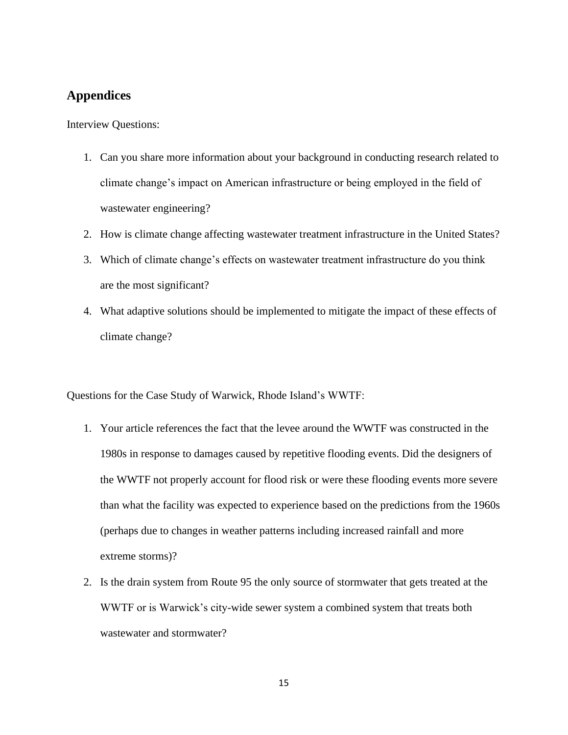## Appendices

Interview Questions:

1. Can you share more information about your background in conducting research related to climate change's impact on American infrastructure or being employed in the field of wastewater engineering?
2. How is climate change affecting wastewater treatment infrastructure in the United States?
3. Which of climate change's effects on wastewater treatment infrastructure do you think are the most significant?
4. What adaptive solutions should be implemented to mitigate the impact of these effects of climate change?

Questions for the Case Study of Warwick, Rhode Island's WWTF:

1. Your article references the fact that the levee around the WWTF was constructed in the 1980s in response to damages caused by repetitive flooding events. Did the designers of the WWTF not properly account for flood risk or were these flooding events more severe than what the facility was expected to experience based on the predictions from the 1960s (perhaps due to changes in weather patterns including increased rainfall and more extreme storms)?
2. Is the drain system from Route 95 the only source of stormwater that gets treated at the WWTF or is Warwick's city-wide sewer system a combined system that treats both wastewater and stormwater?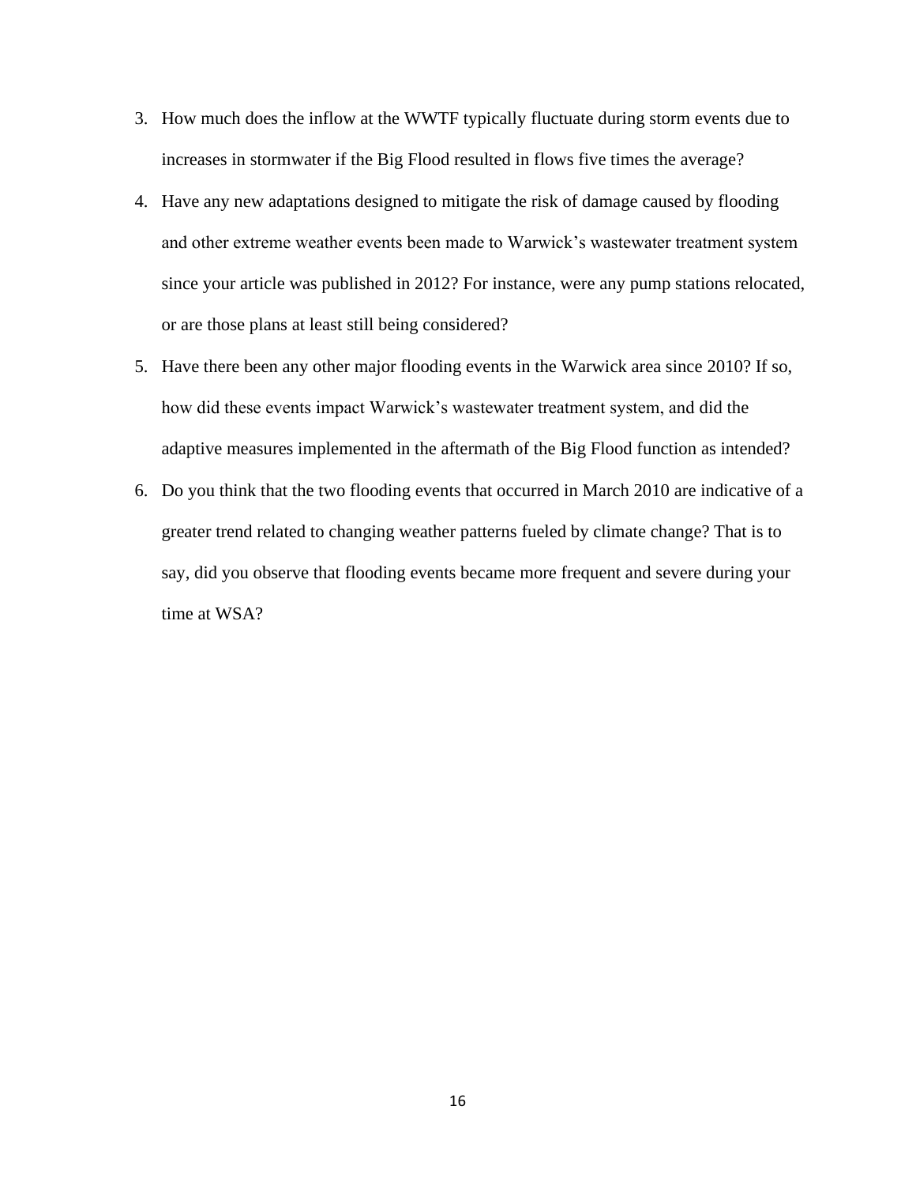3. How much does the inflow at the WWTF typically fluctuate during storm events due to increases in stormwater if the Big Flood resulted in flows five times the average?
4. Have any new adaptations designed to mitigate the risk of damage caused by flooding and other extreme weather events been made to Warwick's wastewater treatment system since your article was published in 2012? For instance, were any pump stations relocated, or are those plans at least still being considered?
5. Have there been any other major flooding events in the Warwick area since 2010? If so, how did these events impact Warwick's wastewater treatment system, and did the adaptive measures implemented in the aftermath of the Big Flood function as intended?
6. Do you think that the two flooding events that occurred in March 2010 are indicative of a greater trend related to changing weather patterns fueled by climate change? That is to say, did you observe that flooding events became more frequent and severe during your time at WSA?